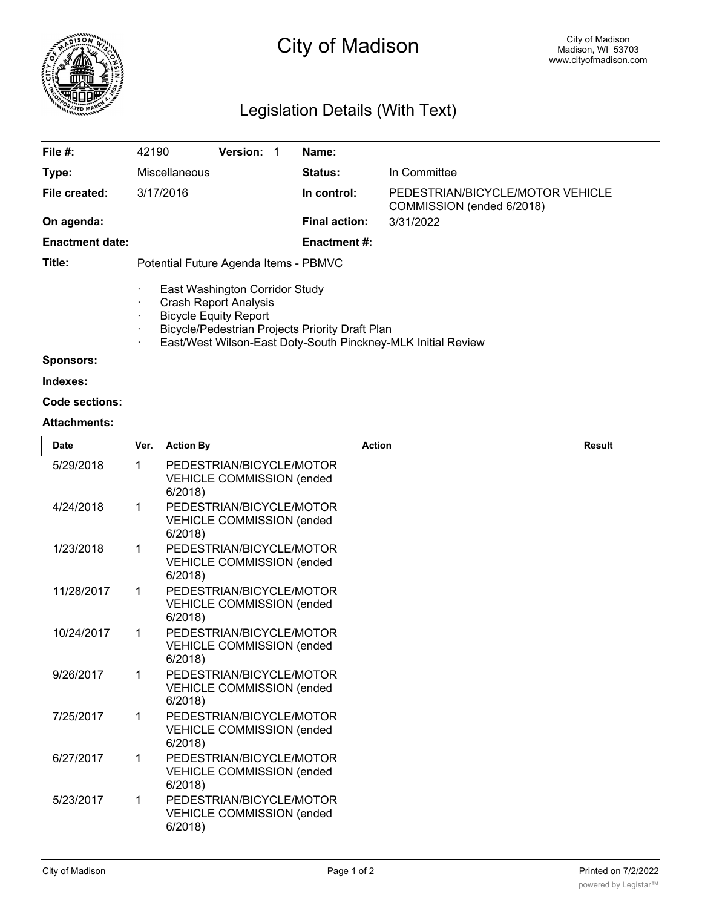# City of Madison

City of Madison
Madison, WI 53703
www.cityofmadison.com

## Legislation Details (With Text)

| | | | |
|---|---|---|---|
| **File #:** | 42190 **Version:** 1 | **Name:** | |
| **Type:** | Miscellaneous | **Status:** | In Committee |
| **File created:** | 3/17/2016 | **In control:** | PEDESTRIAN/BICYCLE/MOTOR VEHICLE COMMISSION (ended 6/2018) |
| **On agenda:** | | **Final action:** | 3/31/2022 |
| **Enactment date:** | | **Enactment #:** | |

**Title:** Potential Future Agenda Items - PBMVC

- East Washington Corridor Study
- Crash Report Analysis
- Bicycle Equity Report
- Bicycle/Pedestrian Projects Priority Draft Plan
- East/West Wilson-East Doty-South Pinckney-MLK Initial Review

**Sponsors:**

**Indexes:**

**Code sections:**

**Attachments:**

| Date | Ver. | Action By | Action | Result |
|---|---|---|---|---|
| 5/29/2018 | 1 | PEDESTRIAN/BICYCLE/MOTOR VEHICLE COMMISSION (ended 6/2018) | | |
| 4/24/2018 | 1 | PEDESTRIAN/BICYCLE/MOTOR VEHICLE COMMISSION (ended 6/2018) | | |
| 1/23/2018 | 1 | PEDESTRIAN/BICYCLE/MOTOR VEHICLE COMMISSION (ended 6/2018) | | |
| 11/28/2017 | 1 | PEDESTRIAN/BICYCLE/MOTOR VEHICLE COMMISSION (ended 6/2018) | | |
| 10/24/2017 | 1 | PEDESTRIAN/BICYCLE/MOTOR VEHICLE COMMISSION (ended 6/2018) | | |
| 9/26/2017 | 1 | PEDESTRIAN/BICYCLE/MOTOR VEHICLE COMMISSION (ended 6/2018) | | |
| 7/25/2017 | 1 | PEDESTRIAN/BICYCLE/MOTOR VEHICLE COMMISSION (ended 6/2018) | | |
| 6/27/2017 | 1 | PEDESTRIAN/BICYCLE/MOTOR VEHICLE COMMISSION (ended 6/2018) | | |
| 5/23/2017 | 1 | PEDESTRIAN/BICYCLE/MOTOR VEHICLE COMMISSION (ended 6/2018) | | |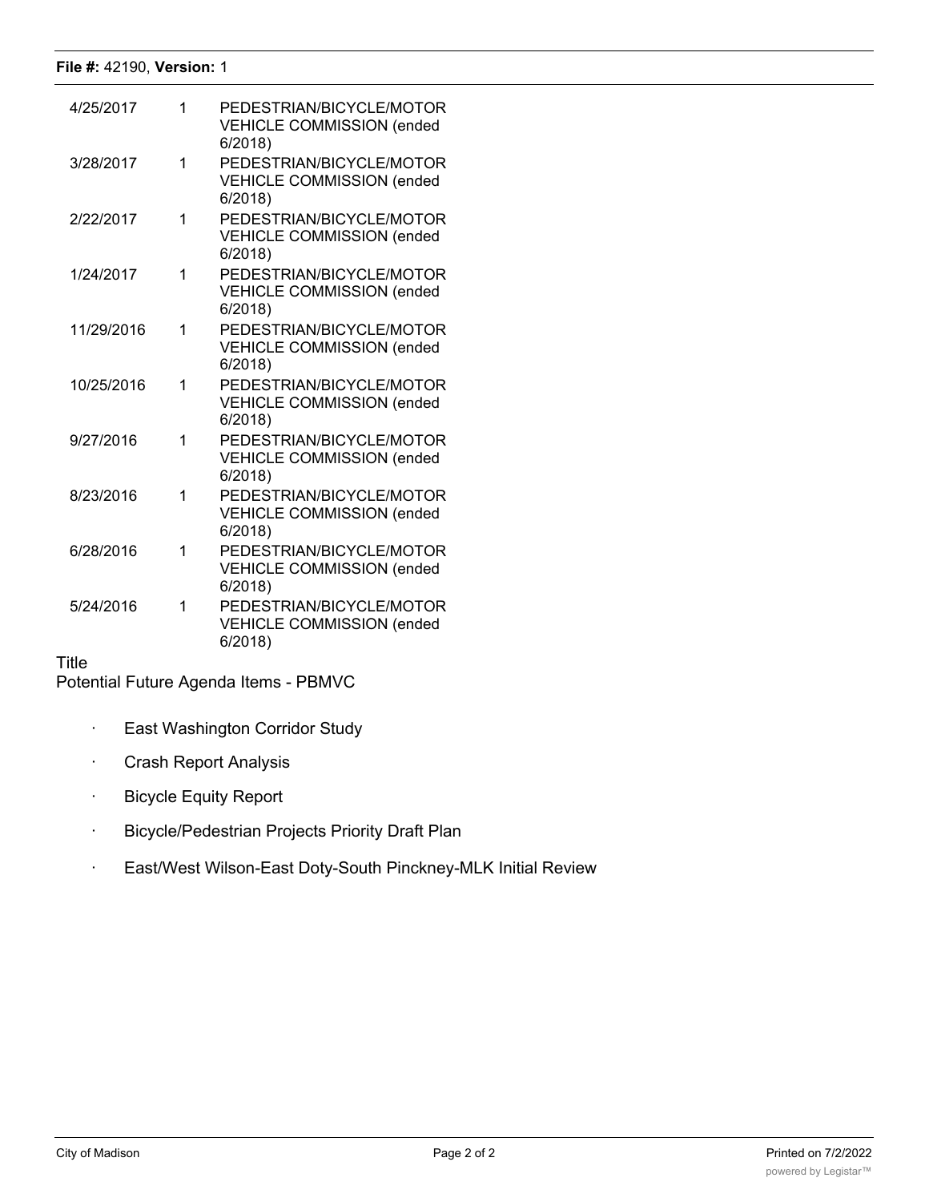| | | |
|---|---|---|
| 4/25/2017 | 1 | PEDESTRIAN/BICYCLE/MOTOR VEHICLE COMMISSION (ended 6/2018) |
| 3/28/2017 | 1 | PEDESTRIAN/BICYCLE/MOTOR VEHICLE COMMISSION (ended 6/2018) |
| 2/22/2017 | 1 | PEDESTRIAN/BICYCLE/MOTOR VEHICLE COMMISSION (ended 6/2018) |
| 1/24/2017 | 1 | PEDESTRIAN/BICYCLE/MOTOR VEHICLE COMMISSION (ended 6/2018) |
| 11/29/2016 | 1 | PEDESTRIAN/BICYCLE/MOTOR VEHICLE COMMISSION (ended 6/2018) |
| 10/25/2016 | 1 | PEDESTRIAN/BICYCLE/MOTOR VEHICLE COMMISSION (ended 6/2018) |
| 9/27/2016 | 1 | PEDESTRIAN/BICYCLE/MOTOR VEHICLE COMMISSION (ended 6/2018) |
| 8/23/2016 | 1 | PEDESTRIAN/BICYCLE/MOTOR VEHICLE COMMISSION (ended 6/2018) |
| 6/28/2016 | 1 | PEDESTRIAN/BICYCLE/MOTOR VEHICLE COMMISSION (ended 6/2018) |
| 5/24/2016 | 1 | PEDESTRIAN/BICYCLE/MOTOR VEHICLE COMMISSION (ended 6/2018) |

Title

Potential Future Agenda Items - PBMVC

- East Washington Corridor Study
- Crash Report Analysis
- Bicycle Equity Report
- Bicycle/Pedestrian Projects Priority Draft Plan
- East/West Wilson-East Doty-South Pinckney-MLK Initial Review